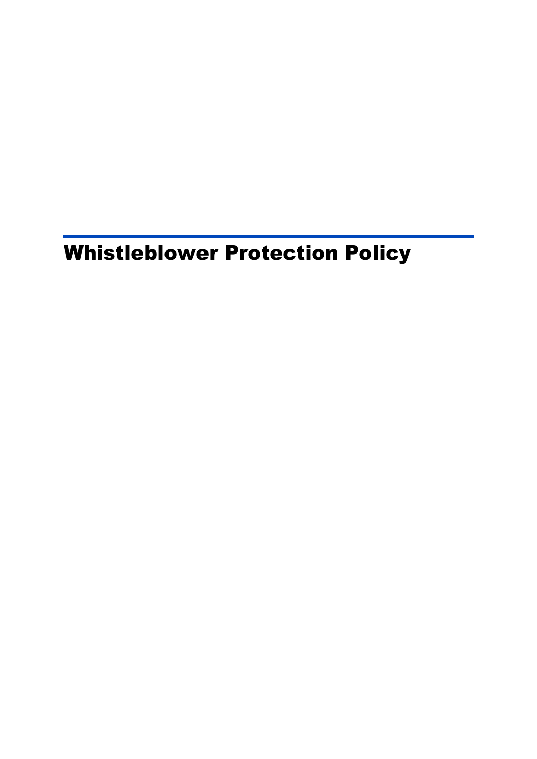# Whistleblower Protection Policy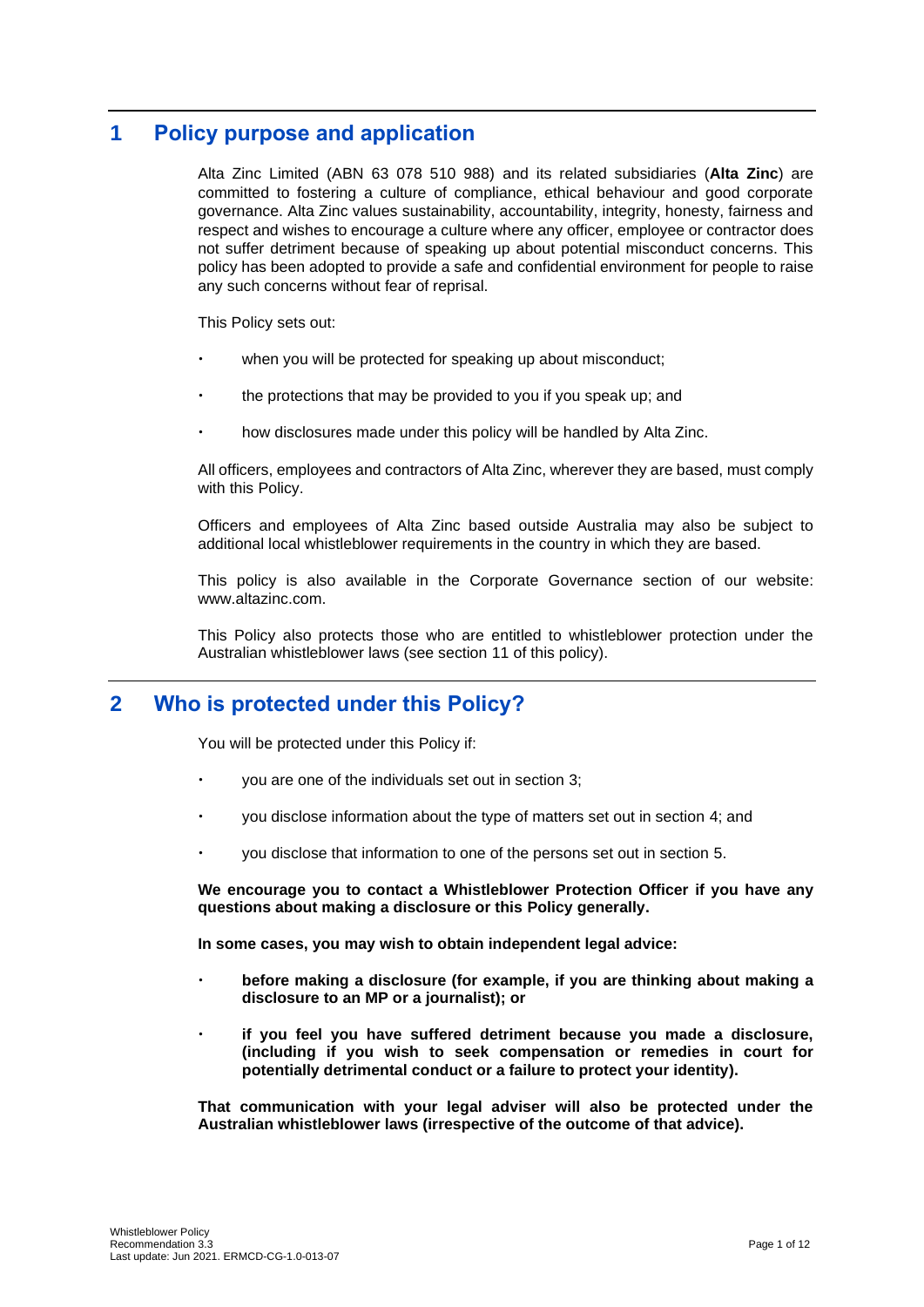## 1 Policy purpose and application

Alta Zinc Limited (ABN 63 078 510 988) and its related subsidiaries (**Alta Zinc**) are committed to fostering a culture of compliance, ethical behaviour and good corporate governance. Alta Zinc values sustainability, accountability, integrity, honesty, fairness and respect and wishes to encourage a culture where any officer, employee or contractor does not suffer detriment because of speaking up about potential misconduct concerns. This policy has been adopted to provide a safe and confidential environment for people to raise any such concerns without fear of reprisal.

This Policy sets out:

- when you will be protected for speaking up about misconduct;
- the protections that may be provided to you if you speak up; and
- how disclosures made under this policy will be handled by Alta Zinc.

All officers, employees and contractors of Alta Zinc, wherever they are based, must comply with this Policy.

Officers and employees of Alta Zinc based outside Australia may also be subject to additional local whistleblower requirements in the country in which they are based.

This policy is also available in the Corporate Governance section of our website: www.altazinc.com.

This Policy also protects those who are entitled to whistleblower protection under the Australian whistleblower laws (see section 11 of this policy).

## 2 Who is protected under this Policy?

You will be protected under this Policy if:

- you are one of the individuals set out in section 3;
- you disclose information about the type of matters set out in section 4; and
- you disclose that information to one of the persons set out in section 5.

**We encourage you to contact a Whistleblower Protection Officer if you have any questions about making a disclosure or this Policy generally.**

**In some cases, you may wish to obtain independent legal advice:**

- **before making a disclosure (for example, if you are thinking about making a disclosure to an MP or a journalist); or**
- **if you feel you have suffered detriment because you made a disclosure, (including if you wish to seek compensation or remedies in court for potentially detrimental conduct or a failure to protect your identity).**

**That communication with your legal adviser will also be protected under the Australian whistleblower laws (irrespective of the outcome of that advice).**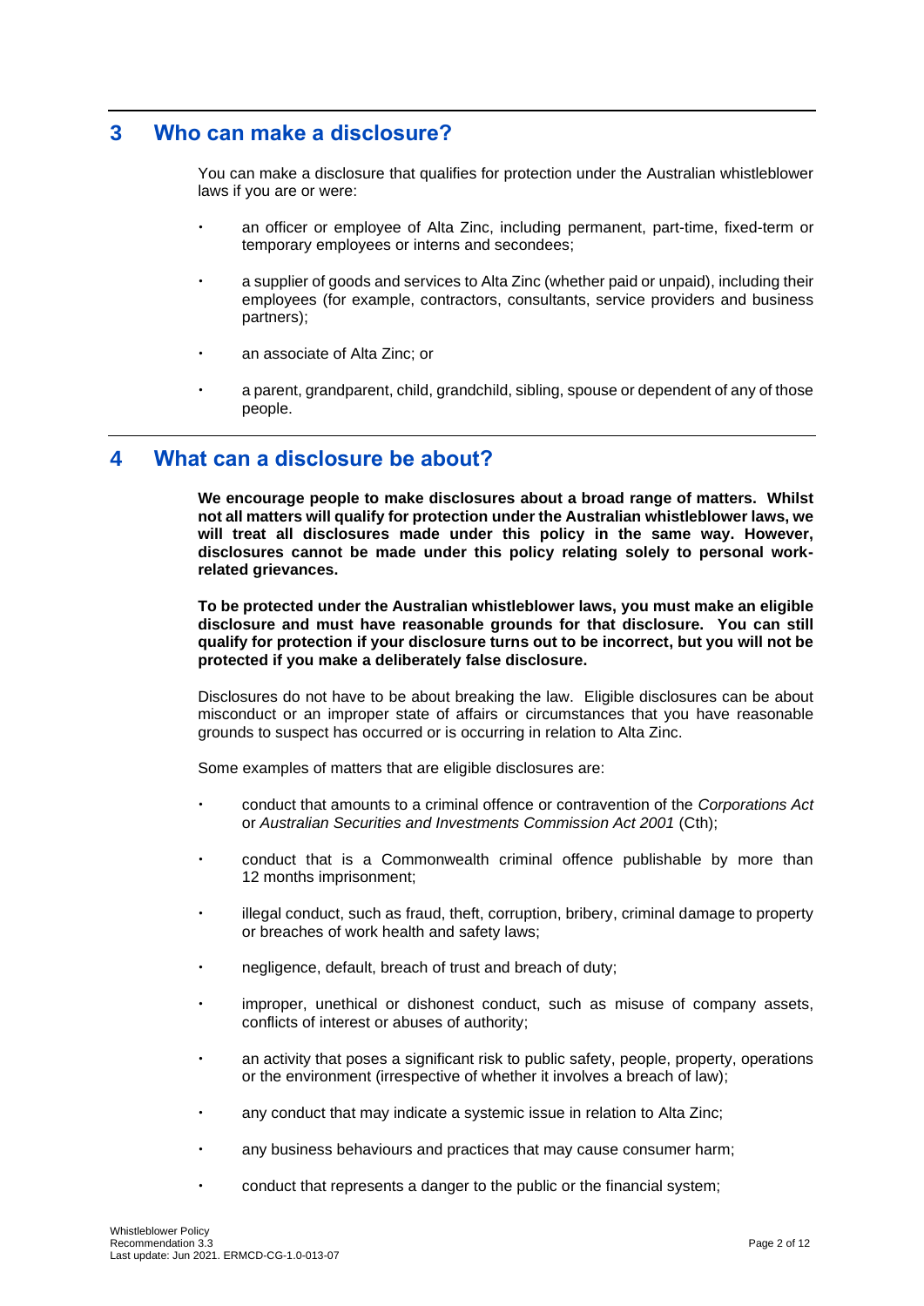## 3 Who can make a disclosure?

You can make a disclosure that qualifies for protection under the Australian whistleblower laws if you are or were:

- an officer or employee of Alta Zinc, including permanent, part-time, fixed-term or temporary employees or interns and secondees;
- a supplier of goods and services to Alta Zinc (whether paid or unpaid), including their employees (for example, contractors, consultants, service providers and business partners);
- an associate of Alta Zinc; or
- a parent, grandparent, child, grandchild, sibling, spouse or dependent of any of those people.

## 4 What can a disclosure be about?

**We encourage people to make disclosures about a broad range of matters. Whilst not all matters will qualify for protection under the Australian whistleblower laws, we will treat all disclosures made under this policy in the same way. However, disclosures cannot be made under this policy relating solely to personal work-related grievances.**

**To be protected under the Australian whistleblower laws, you must make an eligible disclosure and must have reasonable grounds for that disclosure. You can still qualify for protection if your disclosure turns out to be incorrect, but you will not be protected if you make a deliberately false disclosure.**

Disclosures do not have to be about breaking the law. Eligible disclosures can be about misconduct or an improper state of affairs or circumstances that you have reasonable grounds to suspect has occurred or is occurring in relation to Alta Zinc.

Some examples of matters that are eligible disclosures are:

- conduct that amounts to a criminal offence or contravention of the *Corporations Act* or *Australian Securities and Investments Commission Act 2001* (Cth);
- conduct that is a Commonwealth criminal offence publishable by more than 12 months imprisonment;
- illegal conduct, such as fraud, theft, corruption, bribery, criminal damage to property or breaches of work health and safety laws;
- negligence, default, breach of trust and breach of duty;
- improper, unethical or dishonest conduct, such as misuse of company assets, conflicts of interest or abuses of authority;
- an activity that poses a significant risk to public safety, people, property, operations or the environment (irrespective of whether it involves a breach of law);
- any conduct that may indicate a systemic issue in relation to Alta Zinc;
- any business behaviours and practices that may cause consumer harm;
- conduct that represents a danger to the public or the financial system;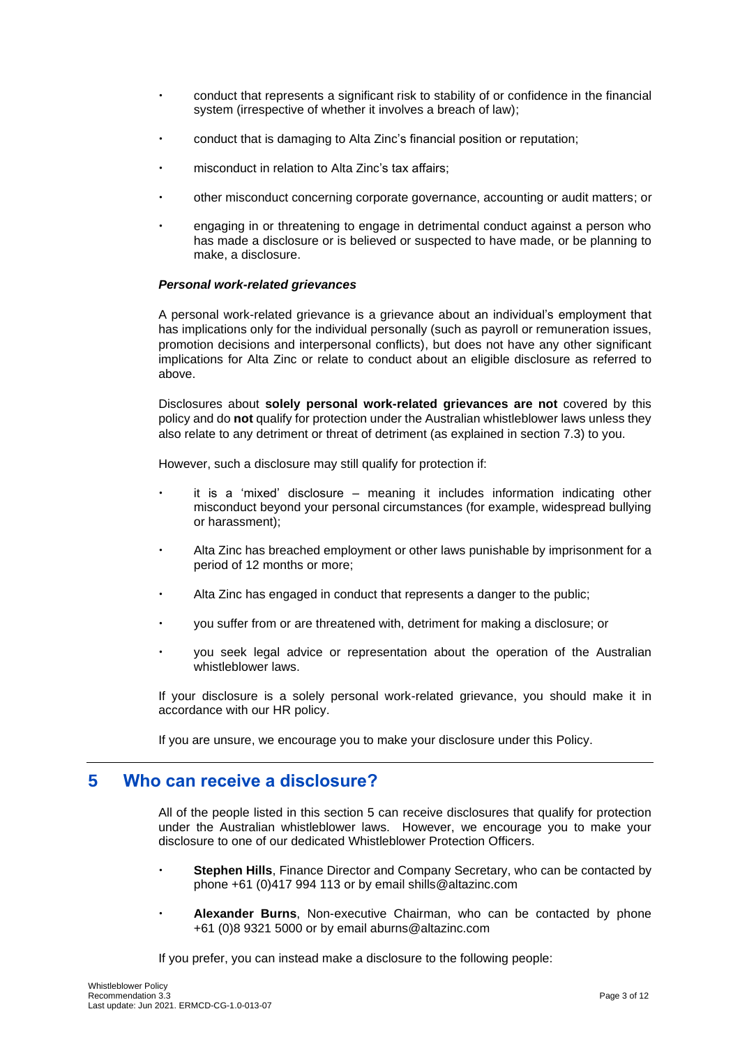- conduct that represents a significant risk to stability of or confidence in the financial system (irrespective of whether it involves a breach of law);
- conduct that is damaging to Alta Zinc's financial position or reputation;
- misconduct in relation to Alta Zinc's tax affairs;
- other misconduct concerning corporate governance, accounting or audit matters; or
- engaging in or threatening to engage in detrimental conduct against a person who has made a disclosure or is believed or suspected to have made, or be planning to make, a disclosure.

***Personal work-related grievances***

A personal work-related grievance is a grievance about an individual's employment that has implications only for the individual personally (such as payroll or remuneration issues, promotion decisions and interpersonal conflicts), but does not have any other significant implications for Alta Zinc or relate to conduct about an eligible disclosure as referred to above.

Disclosures about **solely personal work-related grievances are not** covered by this policy and do **not** qualify for protection under the Australian whistleblower laws unless they also relate to any detriment or threat of detriment (as explained in section 7.3) to you.

However, such a disclosure may still qualify for protection if:

- it is a 'mixed' disclosure – meaning it includes information indicating other misconduct beyond your personal circumstances (for example, widespread bullying or harassment);
- Alta Zinc has breached employment or other laws punishable by imprisonment for a period of 12 months or more;
- Alta Zinc has engaged in conduct that represents a danger to the public;
- you suffer from or are threatened with, detriment for making a disclosure; or
- you seek legal advice or representation about the operation of the Australian whistleblower laws.

If your disclosure is a solely personal work-related grievance, you should make it in accordance with our HR policy.

If you are unsure, we encourage you to make your disclosure under this Policy.

## 5 Who can receive a disclosure?

All of the people listed in this section 5 can receive disclosures that qualify for protection under the Australian whistleblower laws. However, we encourage you to make your disclosure to one of our dedicated Whistleblower Protection Officers.

- **Stephen Hills**, Finance Director and Company Secretary, who can be contacted by phone +61 (0)417 994 113 or by email shills@altazinc.com
- **Alexander Burns**, Non-executive Chairman, who can be contacted by phone +61 (0)8 9321 5000 or by email aburns@altazinc.com

If you prefer, you can instead make a disclosure to the following people: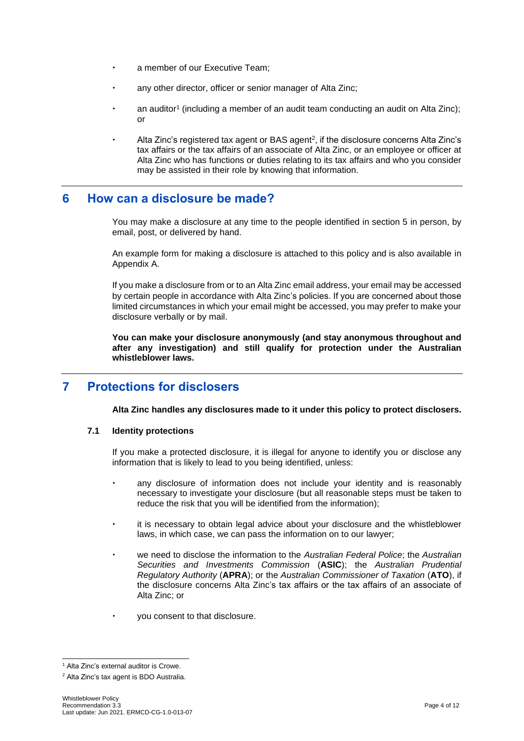- a member of our Executive Team;
- any other director, officer or senior manager of Alta Zinc;
- an auditor[1] (including a member of an audit team conducting an audit on Alta Zinc); or
- Alta Zinc's registered tax agent or BAS agent[2], if the disclosure concerns Alta Zinc's tax affairs or the tax affairs of an associate of Alta Zinc, or an employee or officer at Alta Zinc who has functions or duties relating to its tax affairs and who you consider may be assisted in their role by knowing that information.

## 6 How can a disclosure be made?

You may make a disclosure at any time to the people identified in section 5 in person, by email, post, or delivered by hand.

An example form for making a disclosure is attached to this policy and is also available in Appendix A.

If you make a disclosure from or to an Alta Zinc email address, your email may be accessed by certain people in accordance with Alta Zinc's policies. If you are concerned about those limited circumstances in which your email might be accessed, you may prefer to make your disclosure verbally or by mail.

**You can make your disclosure anonymously (and stay anonymous throughout and after any investigation) and still qualify for protection under the Australian whistleblower laws.**

## 7 Protections for disclosers

**Alta Zinc handles any disclosures made to it under this policy to protect disclosers.**

### 7.1 Identity protections

If you make a protected disclosure, it is illegal for anyone to identify you or disclose any information that is likely to lead to you being identified, unless:

- any disclosure of information does not include your identity and is reasonably necessary to investigate your disclosure (but all reasonable steps must be taken to reduce the risk that you will be identified from the information);
- it is necessary to obtain legal advice about your disclosure and the whistleblower laws, in which case, we can pass the information on to our lawyer;
- we need to disclose the information to the *Australian Federal Police*; the *Australian Securities and Investments Commission* (**ASIC**); the *Australian Prudential Regulatory Authority* (**APRA**); or the *Australian Commissioner of Taxation* (**ATO**), if the disclosure concerns Alta Zinc's tax affairs or the tax affairs of an associate of Alta Zinc; or
- you consent to that disclosure.

[1] Alta Zinc's external auditor is Crowe.

[2] Alta Zinc's tax agent is BDO Australia.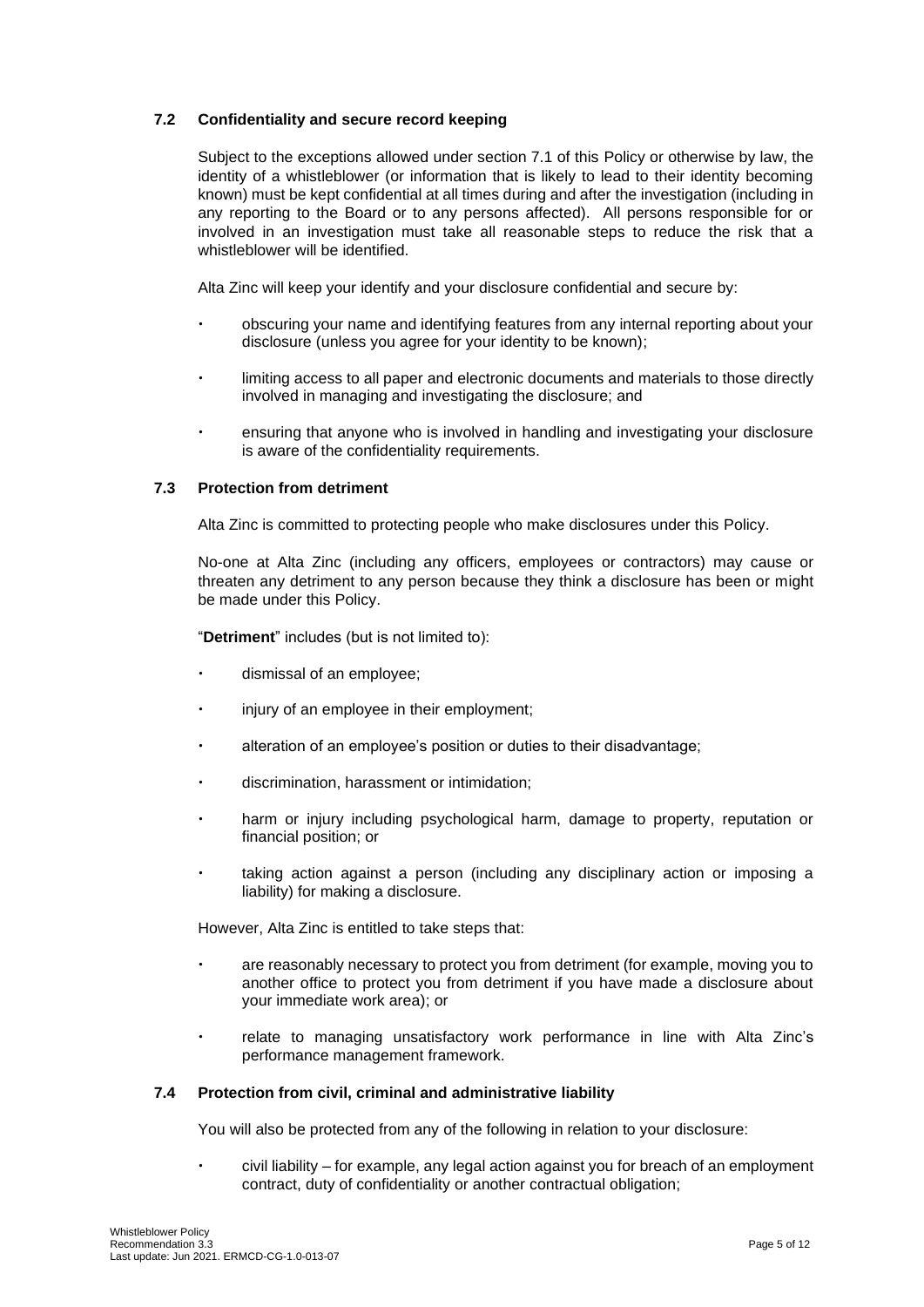### 7.2 Confidentiality and secure record keeping

Subject to the exceptions allowed under section 7.1 of this Policy or otherwise by law, the identity of a whistleblower (or information that is likely to lead to their identity becoming known) must be kept confidential at all times during and after the investigation (including in any reporting to the Board or to any persons affected). All persons responsible for or involved in an investigation must take all reasonable steps to reduce the risk that a whistleblower will be identified.

Alta Zinc will keep your identify and your disclosure confidential and secure by:

- obscuring your name and identifying features from any internal reporting about your disclosure (unless you agree for your identity to be known);
- limiting access to all paper and electronic documents and materials to those directly involved in managing and investigating the disclosure; and
- ensuring that anyone who is involved in handling and investigating your disclosure is aware of the confidentiality requirements.

### 7.3 Protection from detriment

Alta Zinc is committed to protecting people who make disclosures under this Policy.

No-one at Alta Zinc (including any officers, employees or contractors) may cause or threaten any detriment to any person because they think a disclosure has been or might be made under this Policy.

"**Detriment**" includes (but is not limited to):

- dismissal of an employee;
- injury of an employee in their employment;
- alteration of an employee's position or duties to their disadvantage;
- discrimination, harassment or intimidation;
- harm or injury including psychological harm, damage to property, reputation or financial position; or
- taking action against a person (including any disciplinary action or imposing a liability) for making a disclosure.

However, Alta Zinc is entitled to take steps that:

- are reasonably necessary to protect you from detriment (for example, moving you to another office to protect you from detriment if you have made a disclosure about your immediate work area); or
- relate to managing unsatisfactory work performance in line with Alta Zinc's performance management framework.

### 7.4 Protection from civil, criminal and administrative liability

You will also be protected from any of the following in relation to your disclosure:

- civil liability – for example, any legal action against you for breach of an employment contract, duty of confidentiality or another contractual obligation;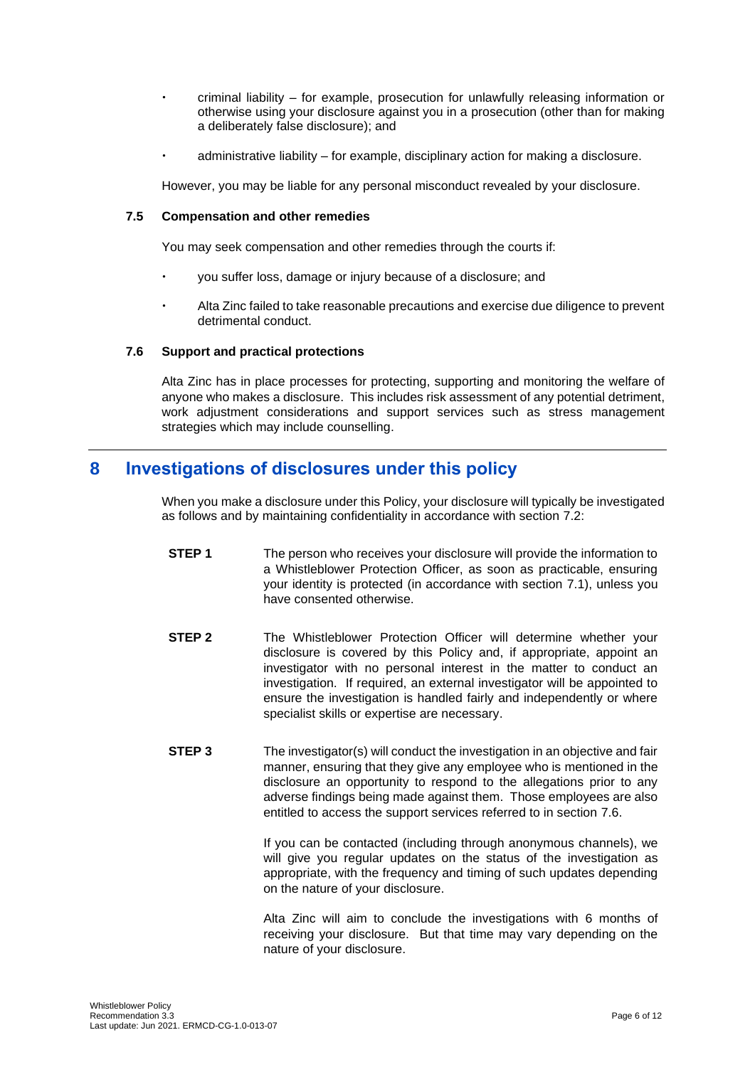- criminal liability – for example, prosecution for unlawfully releasing information or otherwise using your disclosure against you in a prosecution (other than for making a deliberately false disclosure); and
- administrative liability – for example, disciplinary action for making a disclosure.

However, you may be liable for any personal misconduct revealed by your disclosure.

### 7.5 Compensation and other remedies

You may seek compensation and other remedies through the courts if:

- you suffer loss, damage or injury because of a disclosure; and
- Alta Zinc failed to take reasonable precautions and exercise due diligence to prevent detrimental conduct.

### 7.6 Support and practical protections

Alta Zinc has in place processes for protecting, supporting and monitoring the welfare of anyone who makes a disclosure. This includes risk assessment of any potential detriment, work adjustment considerations and support services such as stress management strategies which may include counselling.

## 8 Investigations of disclosures under this policy

When you make a disclosure under this Policy, your disclosure will typically be investigated as follows and by maintaining confidentiality in accordance with section 7.2:

**STEP 1** The person who receives your disclosure will provide the information to a Whistleblower Protection Officer, as soon as practicable, ensuring your identity is protected (in accordance with section 7.1), unless you have consented otherwise.

**STEP 2** The Whistleblower Protection Officer will determine whether your disclosure is covered by this Policy and, if appropriate, appoint an investigator with no personal interest in the matter to conduct an investigation. If required, an external investigator will be appointed to ensure the investigation is handled fairly and independently or where specialist skills or expertise are necessary.

**STEP 3** The investigator(s) will conduct the investigation in an objective and fair manner, ensuring that they give any employee who is mentioned in the disclosure an opportunity to respond to the allegations prior to any adverse findings being made against them. Those employees are also entitled to access the support services referred to in section 7.6.

If you can be contacted (including through anonymous channels), we will give you regular updates on the status of the investigation as appropriate, with the frequency and timing of such updates depending on the nature of your disclosure.

Alta Zinc will aim to conclude the investigations with 6 months of receiving your disclosure. But that time may vary depending on the nature of your disclosure.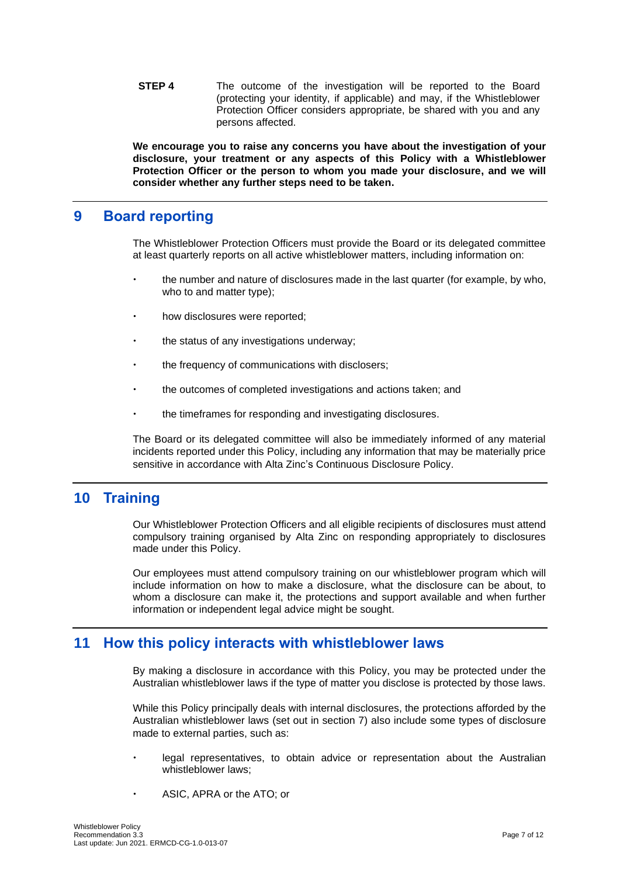**STEP 4** The outcome of the investigation will be reported to the Board (protecting your identity, if applicable) and may, if the Whistleblower Protection Officer considers appropriate, be shared with you and any persons affected.

**We encourage you to raise any concerns you have about the investigation of your disclosure, your treatment or any aspects of this Policy with a Whistleblower Protection Officer or the person to whom you made your disclosure, and we will consider whether any further steps need to be taken.**

## 9 Board reporting

The Whistleblower Protection Officers must provide the Board or its delegated committee at least quarterly reports on all active whistleblower matters, including information on:

- the number and nature of disclosures made in the last quarter (for example, by who, who to and matter type);
- how disclosures were reported;
- the status of any investigations underway;
- the frequency of communications with disclosers;
- the outcomes of completed investigations and actions taken; and
- the timeframes for responding and investigating disclosures.

The Board or its delegated committee will also be immediately informed of any material incidents reported under this Policy, including any information that may be materially price sensitive in accordance with Alta Zinc's Continuous Disclosure Policy.

## 10 Training

Our Whistleblower Protection Officers and all eligible recipients of disclosures must attend compulsory training organised by Alta Zinc on responding appropriately to disclosures made under this Policy.

Our employees must attend compulsory training on our whistleblower program which will include information on how to make a disclosure, what the disclosure can be about, to whom a disclosure can make it, the protections and support available and when further information or independent legal advice might be sought.

## 11 How this policy interacts with whistleblower laws

By making a disclosure in accordance with this Policy, you may be protected under the Australian whistleblower laws if the type of matter you disclose is protected by those laws.

While this Policy principally deals with internal disclosures, the protections afforded by the Australian whistleblower laws (set out in section 7) also include some types of disclosure made to external parties, such as:

- legal representatives, to obtain advice or representation about the Australian whistleblower laws;
- ASIC, APRA or the ATO; or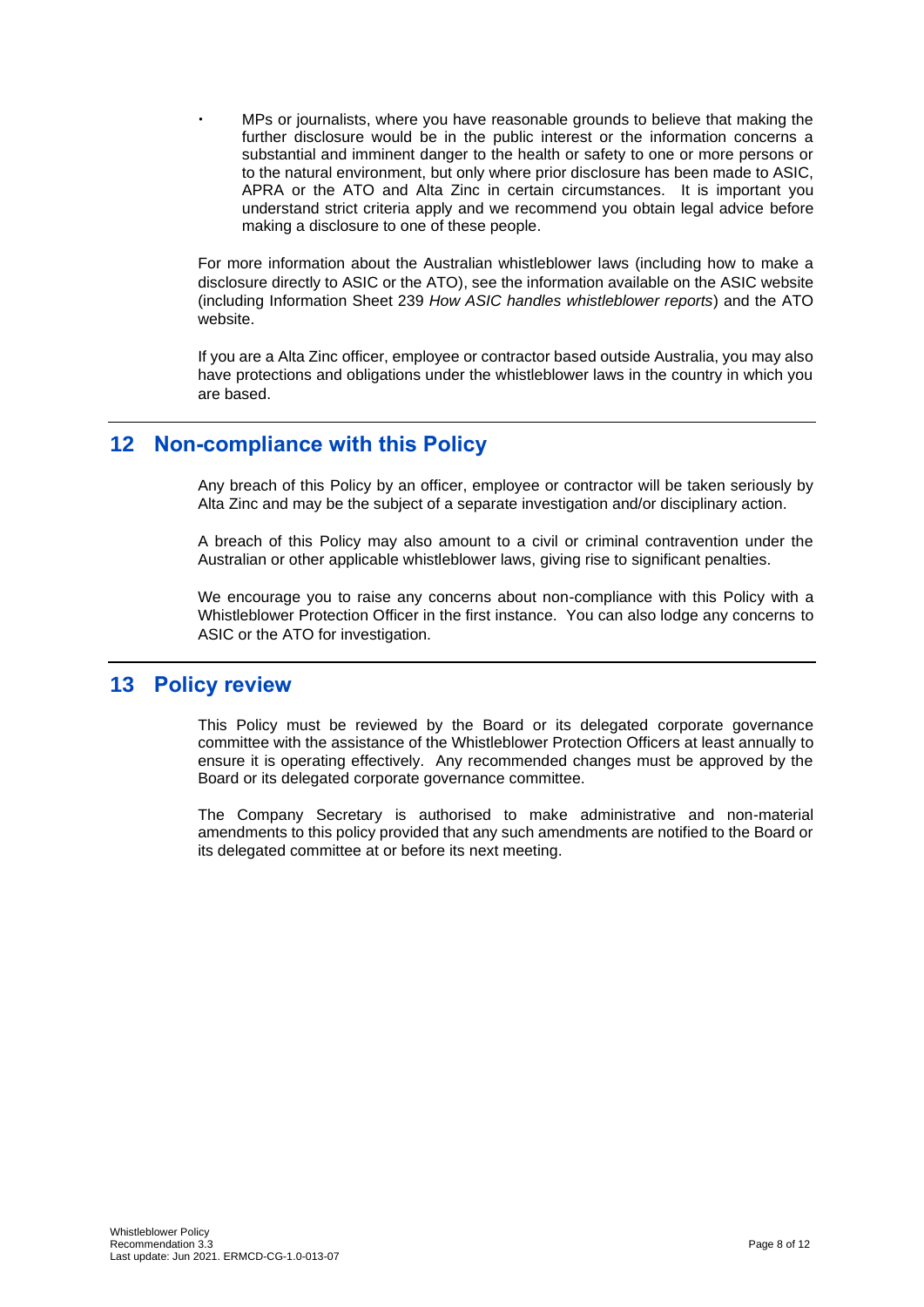- MPs or journalists, where you have reasonable grounds to believe that making the further disclosure would be in the public interest or the information concerns a substantial and imminent danger to the health or safety to one or more persons or to the natural environment, but only where prior disclosure has been made to ASIC, APRA or the ATO and Alta Zinc in certain circumstances. It is important you understand strict criteria apply and we recommend you obtain legal advice before making a disclosure to one of these people.

For more information about the Australian whistleblower laws (including how to make a disclosure directly to ASIC or the ATO), see the information available on the ASIC website (including Information Sheet 239 *How ASIC handles whistleblower reports*) and the ATO website.

If you are a Alta Zinc officer, employee or contractor based outside Australia, you may also have protections and obligations under the whistleblower laws in the country in which you are based.

## 12 Non-compliance with this Policy

Any breach of this Policy by an officer, employee or contractor will be taken seriously by Alta Zinc and may be the subject of a separate investigation and/or disciplinary action.

A breach of this Policy may also amount to a civil or criminal contravention under the Australian or other applicable whistleblower laws, giving rise to significant penalties.

We encourage you to raise any concerns about non-compliance with this Policy with a Whistleblower Protection Officer in the first instance. You can also lodge any concerns to ASIC or the ATO for investigation.

## 13 Policy review

This Policy must be reviewed by the Board or its delegated corporate governance committee with the assistance of the Whistleblower Protection Officers at least annually to ensure it is operating effectively. Any recommended changes must be approved by the Board or its delegated corporate governance committee.

The Company Secretary is authorised to make administrative and non-material amendments to this policy provided that any such amendments are notified to the Board or its delegated committee at or before its next meeting.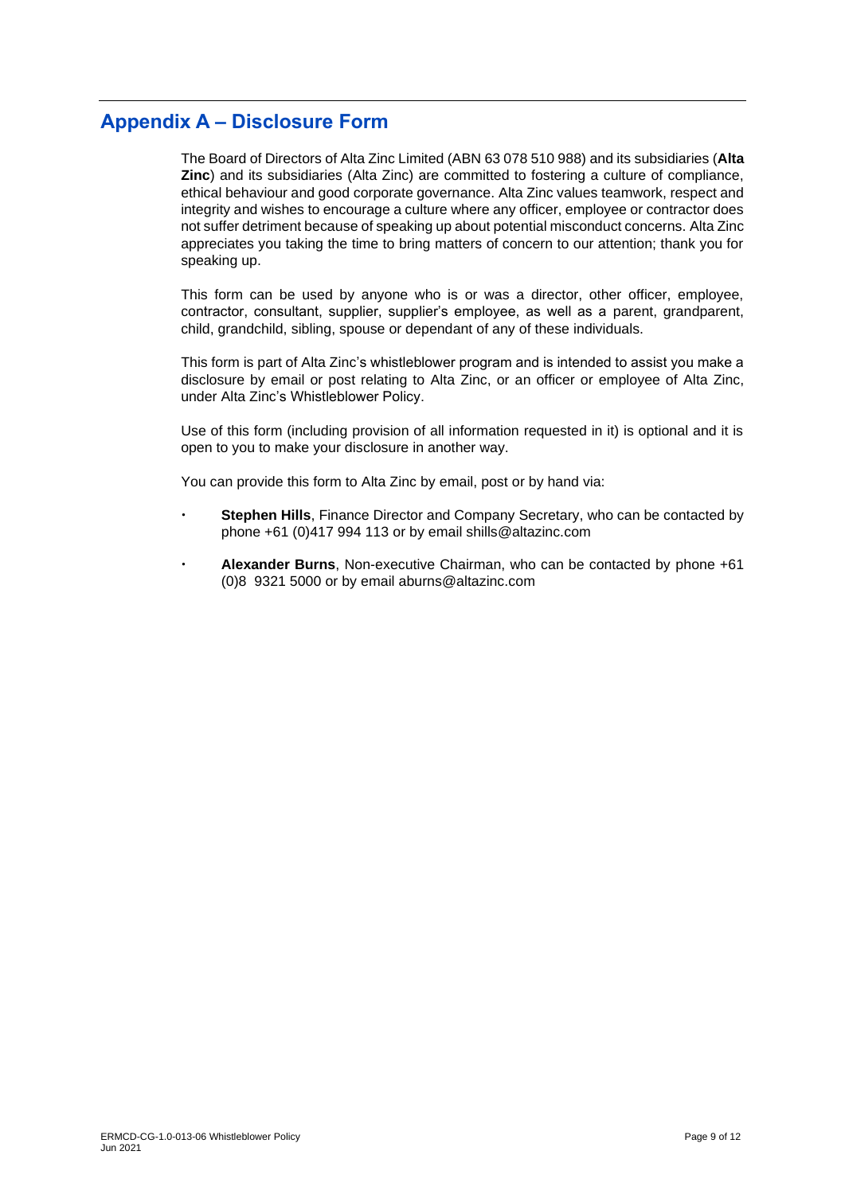## Appendix A – Disclosure Form

The Board of Directors of Alta Zinc Limited (ABN 63 078 510 988) and its subsidiaries (**Alta Zinc**) and its subsidiaries (Alta Zinc) are committed to fostering a culture of compliance, ethical behaviour and good corporate governance. Alta Zinc values teamwork, respect and integrity and wishes to encourage a culture where any officer, employee or contractor does not suffer detriment because of speaking up about potential misconduct concerns. Alta Zinc appreciates you taking the time to bring matters of concern to our attention; thank you for speaking up.

This form can be used by anyone who is or was a director, other officer, employee, contractor, consultant, supplier, supplier's employee, as well as a parent, grandparent, child, grandchild, sibling, spouse or dependant of any of these individuals.

This form is part of Alta Zinc's whistleblower program and is intended to assist you make a disclosure by email or post relating to Alta Zinc, or an officer or employee of Alta Zinc, under Alta Zinc's Whistleblower Policy.

Use of this form (including provision of all information requested in it) is optional and it is open to you to make your disclosure in another way.

You can provide this form to Alta Zinc by email, post or by hand via:

- **Stephen Hills**, Finance Director and Company Secretary, who can be contacted by phone +61 (0)417 994 113 or by email shills@altazinc.com
- **Alexander Burns**, Non-executive Chairman, who can be contacted by phone +61 (0)8 9321 5000 or by email aburns@altazinc.com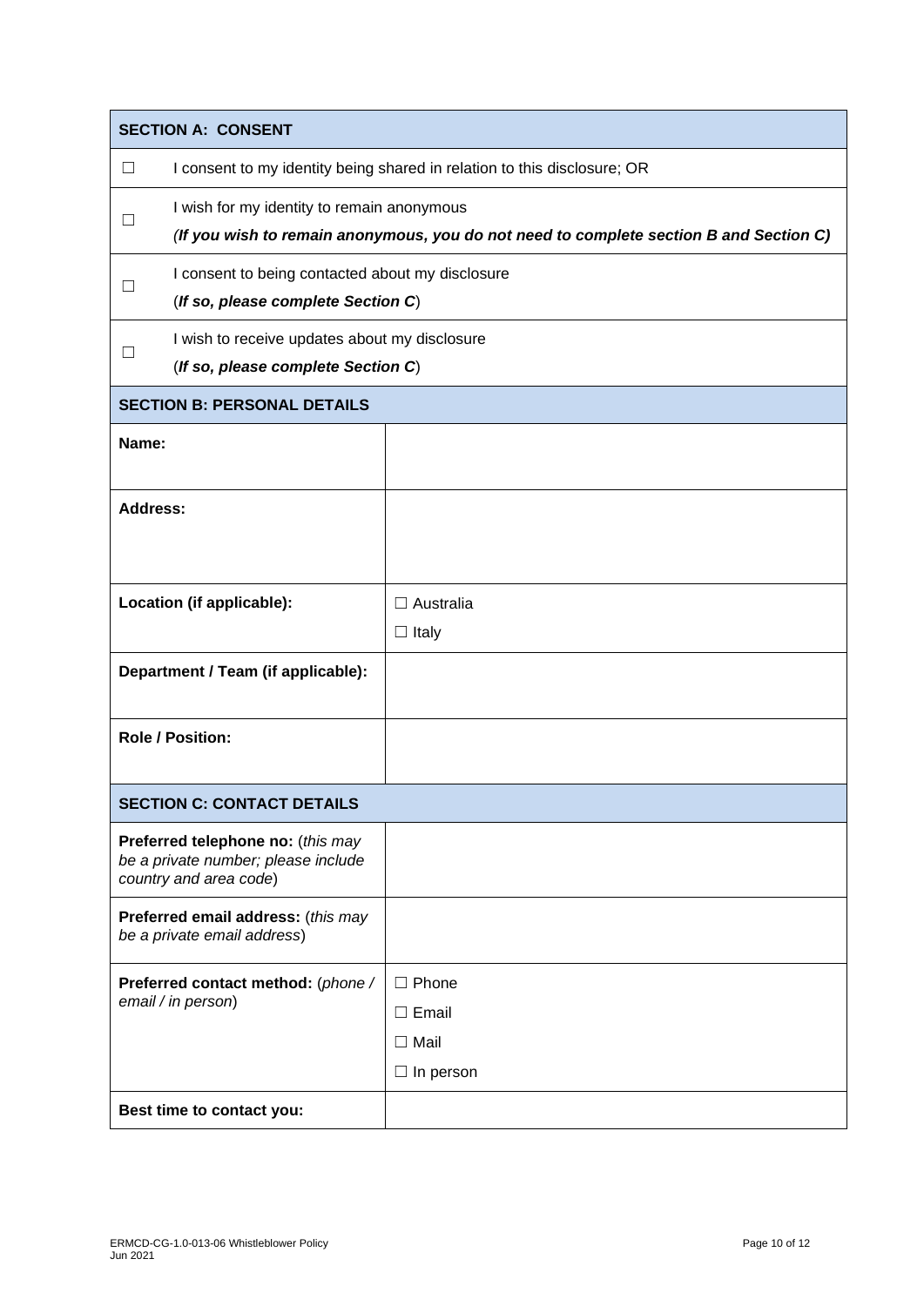| **SECTION A: CONSENT** | |
|---|---|
| ☐ | I consent to my identity being shared in relation to this disclosure; OR |
| ☐ | I wish for my identity to remain anonymous<br>*(**If you wish to remain anonymous, you do not need to complete section B and Section C)*** |
| ☐ | I consent to being contacted about my disclosure<br>(***If so, please complete Section C***) |
| ☐ | I wish to receive updates about my disclosure<br>(***If so, please complete Section C***) |

| **SECTION B: PERSONAL DETAILS** | |
|---|---|
| **Name:** | |
| **Address:** | |
| **Location (if applicable):** | ☐ Australia<br>☐ Italy |
| **Department / Team (if applicable):** | |
| **Role / Position:** | |

| **SECTION C: CONTACT DETAILS** | |
|---|---|
| **Preferred telephone no:** (*this may be a private number; please include country and area code*) | |
| **Preferred email address:** (*this may be a private email address*) | |
| **Preferred contact method:** (*phone / email / in person*) | ☐ Phone<br>☐ Email<br>☐ Mail<br>☐ In person |
| **Best time to contact you:** | |

ERMCD-CG-1.0-013-06 Whistleblower Policy
Jun 2021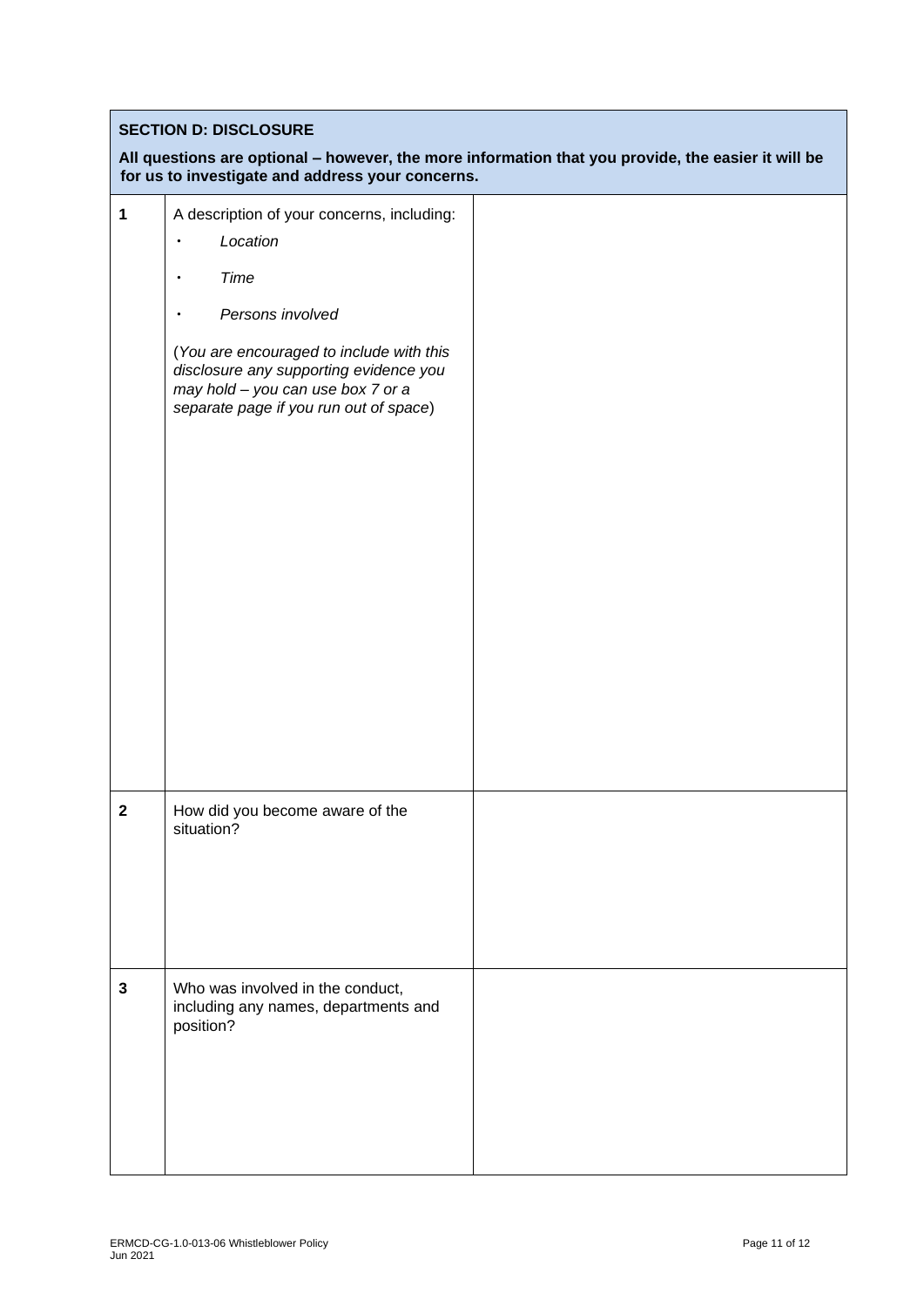| **SECTION D: DISCLOSURE** | | |
|---|---|---|
| **All questions are optional – however, the more information that you provide, the easier it will be for us to investigate and address your concerns.** | | |
| 1 | A description of your concerns, including:<br>• *Location*<br>• *Time*<br>• *Persons involved*<br><br>(*You are encouraged to include with this disclosure any supporting evidence you may hold – you can use box 7 or a separate page if you run out of space*) | |
| 2 | How did you become aware of the situation? | |
| 3 | Who was involved in the conduct, including any names, departments and position? | |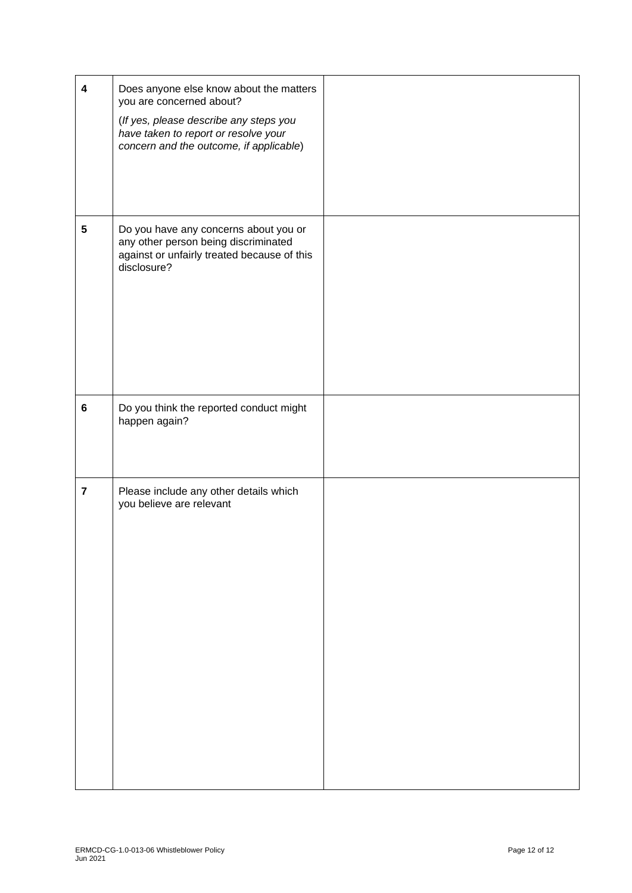| | | |
|---|---|---|
| **4** | Does anyone else know about the matters you are concerned about?<br>(*If yes, please describe any steps you have taken to report or resolve your concern and the outcome, if applicable*) | |
| **5** | Do you have any concerns about you or any other person being discriminated against or unfairly treated because of this disclosure? | |
| **6** | Do you think the reported conduct might happen again? | |
| **7** | Please include any other details which you believe are relevant | |